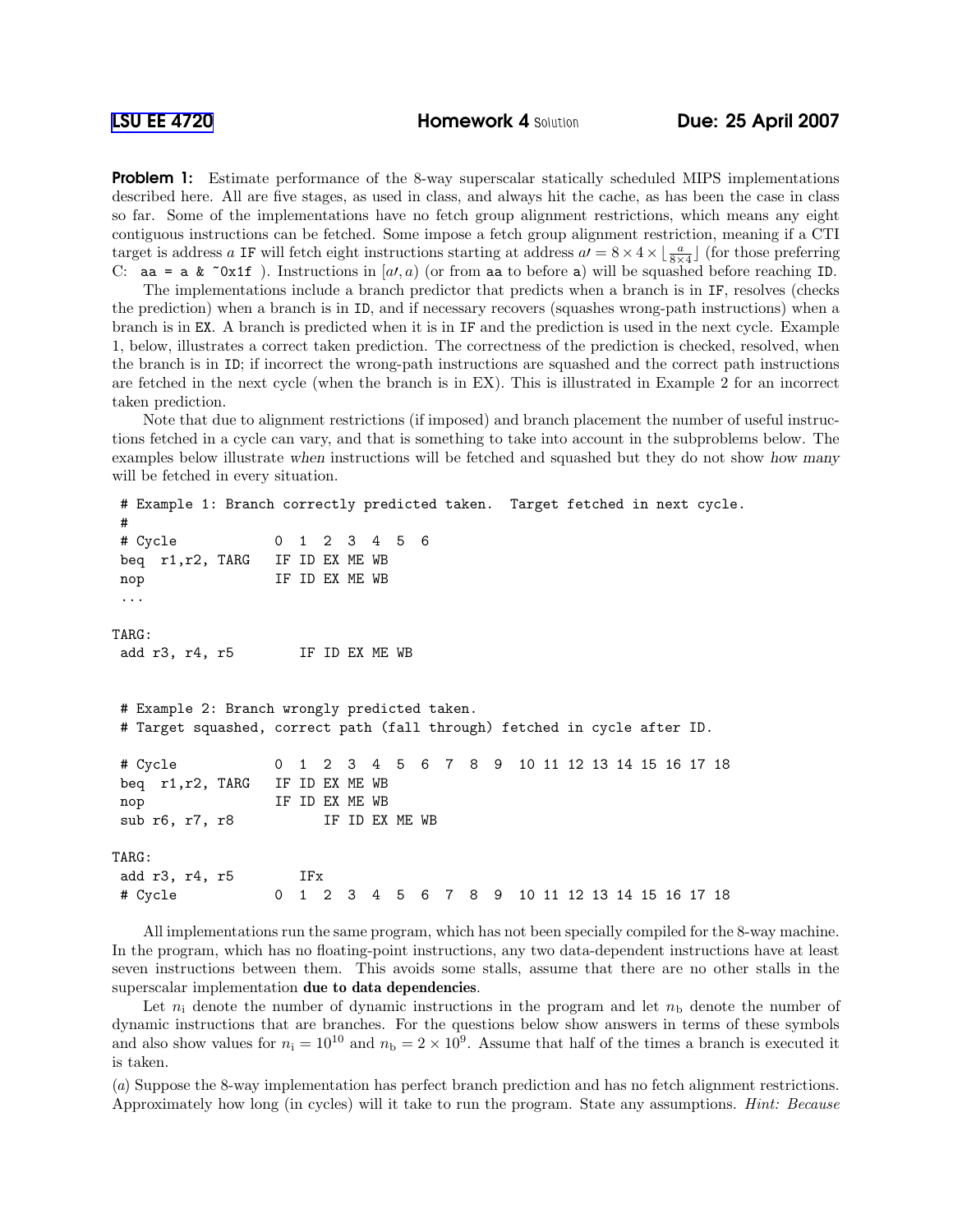**LSU EE 4720** **Homework 4** Solution **Due: 25 April 2007**

**Problem 1:** Estimate performance of the 8-way superscalar statically scheduled MIPS implementations described here. All are five stages, as used in class, and always hit the cache, as has been the case in class so far. Some of the implementations have no fetch group alignment restrictions, which means any eight contiguous instructions can be fetched. Some impose a fetch group alignment restriction, meaning if a CTI target is address $a$ IF will fetch eight instructions starting at address $a\prime = 8 \times 4 \times \lfloor \frac{a}{8\times 4} \rfloor$ (for those preferring C: `aa = a & ~0x1f` ). Instructions in $[a\prime, a)$ (or from `aa` to before `a`) will be squashed before reaching ID.

The implementations include a branch predictor that predicts when a branch is in IF, resolves (checks the prediction) when a branch is in ID, and if necessary recovers (squashes wrong-path instructions) when a branch is in EX. A branch is predicted when it is in IF and the prediction is used in the next cycle. Example 1, below, illustrates a correct taken prediction. The correctness of the prediction is checked, resolved, when the branch is in ID; if incorrect the wrong-path instructions are squashed and the correct path instructions are fetched in the next cycle (when the branch is in EX). This is illustrated in Example 2 for an incorrect taken prediction.

Note that due to alignment restrictions (if imposed) and branch placement the number of useful instructions fetched in a cycle can vary, and that is something to take into account in the subproblems below. The examples below illustrate *when* instructions will be fetched and squashed but they do not show *how many* will be fetched in every situation.

```
 # Example 1: Branch correctly predicted taken.  Target fetched in next cycle.
 #
 # Cycle            0  1  2  3  4  5  6
 beq  r1,r2, TARG   IF ID EX ME WB
 nop                IF ID EX ME WB
 ...

TARG:
 add r3, r4, r5        IF ID EX ME WB


 # Example 2: Branch wrongly predicted taken.
 # Target squashed, correct path (fall through) fetched in cycle after ID.

 # Cycle            0  1  2  3  4  5  6  7  8  9  10 11 12 13 14 15 16 17 18
 beq  r1,r2, TARG   IF ID EX ME WB
 nop                IF ID EX ME WB
 sub r6, r7, r8           IF ID EX ME WB

TARG:
 add r3, r4, r5        IFx
 # Cycle            0  1  2  3  4  5  6  7  8  9  10 11 12 13 14 15 16 17 18
```

All implementations run the same program, which has not been specially compiled for the 8-way machine. In the program, which has no floating-point instructions, any two data-dependent instructions have at least seven instructions between them. This avoids some stalls, assume that there are no other stalls in the superscalar implementation **due to data dependencies**.

Let $n_i$ denote the number of dynamic instructions in the program and let $n_b$ denote the number of dynamic instructions that are branches. For the questions below show answers in terms of these symbols and also show values for $n_i = 10^{10}$ and $n_b = 2 \times 10^9$. Assume that half of the times a branch is executed it is taken.

(*a*) Suppose the 8-way implementation has perfect branch prediction and has no fetch alignment restrictions. Approximately how long (in cycles) will it take to run the program. State any assumptions. *Hint: Because*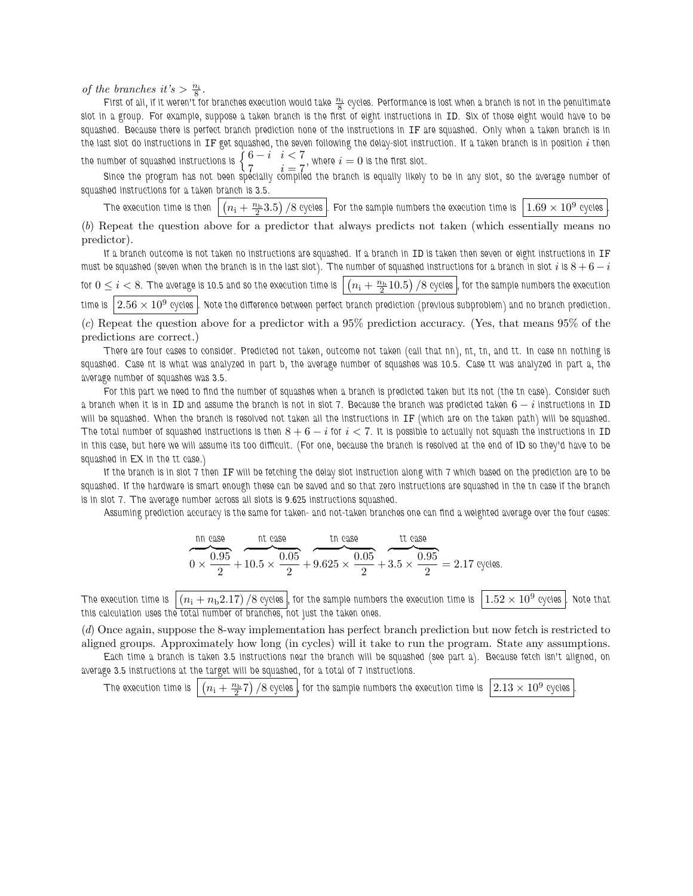*of the branches it's* $> \frac{n_i}{8}$.

First of all, if it weren't for branches execution would take $\frac{n_i}{8}$ cycles. Performance is lost when a branch is not in the penultimate slot in a group. For example, suppose a taken branch is the first of eight instructions in ID. Six of those eight would have to be squashed. Because there is perfect branch prediction none of the instructions in IF are squashed. Only when a taken branch is in the last slot do instructions in IF get squashed, the seven following the delay-slot instruction. If a taken branch is in position $i$ then the number of squashed instructions is $\begin{cases} 6-i & i<7 \\ 7 & i=7 \end{cases}$, where $i=0$ is the first slot.

Since the program has not been specially compiled the branch is equally likely to be in any slot, so the average number of squashed instructions for a taken branch is 3.5.

The execution time is then $\boxed{\left(n_i + \frac{n_b}{2}3.5\right)/8 \text{ cycles}}$. For the sample numbers the execution time is $\boxed{1.69 \times 10^9 \text{ cycles}}$.

(*b*) Repeat the question above for a predictor that always predicts not taken (which essentially means no predictor).

If a branch outcome is not taken no instructions are squashed. If a branch in ID is taken then seven or eight instructions in IF must be squashed (seven when the branch is in the last slot). The number of squashed instructions for a branch in slot $i$ is $8+6-i$ for $0 \leq i < 8$. The average is 10.5 and so the execution time is $\boxed{\left(n_i + \frac{n_b}{2}10.5\right)/8 \text{ cycles}}$, for the sample numbers the execution time is $\boxed{2.56 \times 10^9 \text{ cycles}}$. Note the difference between perfect branch prediction (previous subproblem) and no branch prediction.

(*c*) Repeat the question above for a predictor with a 95% prediction accuracy. (Yes, that means 95% of the predictions are correct.)

There are four cases to consider. Predicted not taken, outcome not taken (call that nn), nt, tn, and tt. In case nn nothing is squashed. Case nt is what was analyzed in part b, the average number of squashes was 10.5. Case tt was analyzed in part a, the average number of squashes was 3.5.

For this part we need to find the number of squashes when a branch is predicted taken but its not (the tn case). Consider such a branch when it is in ID and assume the branch is not in slot 7. Because the branch was predicted taken $6-i$ instructions in ID will be squashed. When the branch is resolved not taken all the instructions in IF (which are on the taken path) will be squashed. The total number of squashed instructions is then $8+6-i$ for $i<7$. It is possible to actually not squash the instructions in ID in this case, but here we will assume its too difficult. (For one, because the branch is resolved at the end of ID so they'd have to be squashed in EX in the tt case.)

If the branch is in slot 7 then IF will be fetching the delay slot instruction along with 7 which based on the prediction are to be squashed. If the hardware is smart enough these can be saved and so that zero instructions are squashed in the tn case if the branch is in slot 7. The average number across all slots is 9.625 instructions squashed.

Assuming prediction accuracy is the same for taken- and not-taken branches one can find a weighted average over the four cases:

$$\overbrace{0 \times \frac{0.95}{2}}^{\text{nn case}} + \overbrace{10.5 \times \frac{0.05}{2}}^{\text{nt case}} + \overbrace{9.625 \times \frac{0.05}{2}}^{\text{tn case}} + \overbrace{3.5 \times \frac{0.95}{2}}^{\text{tt case}} = 2.17 \text{ cycles.}$$

The execution time is $\boxed{\left(n_i + n_b 2.17\right)/8 \text{ cycles}}$, for the sample numbers the execution time is $\boxed{1.52 \times 10^9 \text{ cycles}}$. Note that this calculation uses the total number of branches, not just the taken ones.

(*d*) Once again, suppose the 8-way implementation has perfect branch prediction but now fetch is restricted to aligned groups. Approximately how long (in cycles) will it take to run the program. State any assumptions.

Each time a branch is taken 3.5 instructions near the branch will be squashed (see part a). Because fetch isn't aligned, on average 3.5 instructions at the target will be squashed, for a total of 7 instructions.

The execution time is $\boxed{\left(n_i + \frac{n_b}{2}7\right)/8 \text{ cycles}}$, for the sample numbers the execution time is $\boxed{2.13 \times 10^9 \text{ cycles}}$.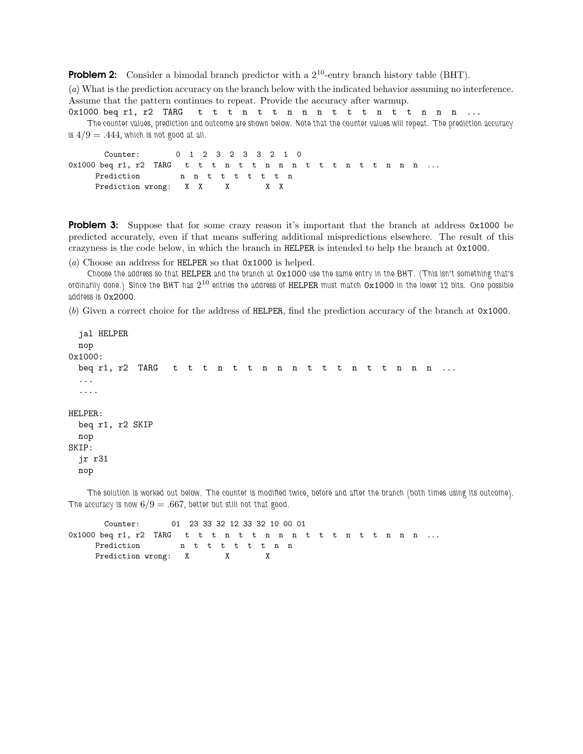**Problem 2:** Consider a bimodal branch predictor with a $2^{10}$-entry branch history table (BHT).

(*a*) What is the prediction accuracy on the branch below with the indicated behavior assuming no interference. Assume that the pattern continues to repeat. Provide the accuracy after warmup.

```
0x1000 beq r1, r2  TARG   t  t  t  n  t  t  n  n  n  t  t  t  n  t  t  n  n  n  ...
```

*The counter values, prediction and outcome are shown below. Note that the counter values will repeat. The prediction accuracy is $4/9 = .444$, which is not good at all.*

```
       Counter:        0  1  2  3  2  3  3  2  1  0
0x1000 beq r1, r2  TARG   t  t  t  n  t  t  n  n  n  t  t  t  n  t  t  n  n  n  ...
      Prediction         n  n  t  t  t  t  t  t  n
      Prediction wrong:   X  X     X        X  X
```

**Problem 3:** Suppose that for some crazy reason it's important that the branch at address 0x1000 be predicted accurately, even if that means suffering additional mispredictions elsewhere. The result of this crazyness is the code below, in which the branch in HELPER is intended to help the branch at 0x1000.

(*a*) Choose an address for HELPER so that 0x1000 is helped.

*Choose the address so that HELPER and the branch at 0x1000 use the same entry in the BHT. (This isn't something that's ordinarily done.) Since the BHT has $2^{10}$ entries the address of HELPER must match 0x1000 in the lower 12 bits. One possible address is 0x2000.*

(*b*) Given a correct choice for the address of HELPER, find the prediction accuracy of the branch at 0x1000.

```
  jal HELPER
  nop
0x1000:
  beq r1, r2  TARG   t  t  t  n  t  t  n  n  n  t  t  t  n  t  t  n  n  n  ...
  ...
  ....

HELPER:
  beq r1, r2 SKIP
  nop
SKIP:
  jr r31
  nop
```

*The solution is worked out below. The counter is modified twice, before and after the branch (both times using its outcome). The accuracy is now $6/9 = .667$, better but still not that good.*

```
       Counter:       01  23 33 32 12 33 32 10 00 01
0x1000 beq r1, r2  TARG   t  t  t  n  t  t  n  n  n  t  t  t  n  t  t  n  n  n  ...
      Prediction         n  t  t  t  t  t  t  n  n
      Prediction wrong:   X        X        X
```